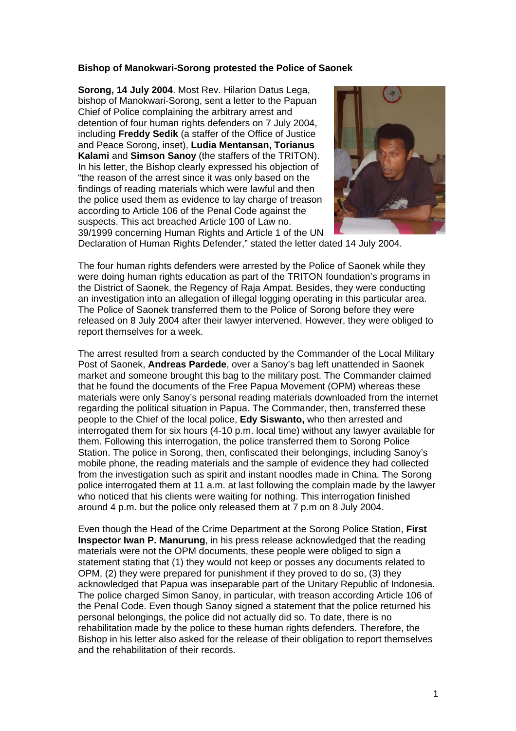**Bishop of Manokwari-Sorong protested the Police of Saonek**

**Sorong, 14 July 2004**. Most Rev. Hilarion Datus Lega, bishop of Manokwari-Sorong, sent a letter to the Papuan Chief of Police complaining the arbitrary arrest and detention of four human rights defenders on 7 July 2004, including **Freddy Sedik** (a staffer of the Office of Justice and Peace Sorong, inset), **Ludia Mentansan, Torianus Kalami** and **Simson Sanoy** (the staffers of the TRITON). In his letter, the Bishop clearly expressed his objection of "the reason of the arrest since it was only based on the findings of reading materials which were lawful and then the police used them as evidence to lay charge of treason according to Article 106 of the Penal Code against the suspects. This act breached Article 100 of Law no. 39/1999 concerning Human Rights and Article 1 of the UN Declaration of Human Rights Defender," stated the letter dated 14 July 2004.

The four human rights defenders were arrested by the Police of Saonek while they were doing human rights education as part of the TRITON foundation's programs in the District of Saonek, the Regency of Raja Ampat. Besides, they were conducting an investigation into an allegation of illegal logging operating in this particular area. The Police of Saonek transferred them to the Police of Sorong before they were released on 8 July 2004 after their lawyer intervened. However, they were obliged to report themselves for a week.

The arrest resulted from a search conducted by the Commander of the Local Military Post of Saonek, **Andreas Pardede**, over a Sanoy's bag left unattended in Saonek market and someone brought this bag to the military post. The Commander claimed that he found the documents of the Free Papua Movement (OPM) whereas these materials were only Sanoy's personal reading materials downloaded from the internet regarding the political situation in Papua. The Commander, then, transferred these people to the Chief of the local police, **Edy Siswanto,** who then arrested and interrogated them for six hours (4-10 p.m. local time) without any lawyer available for them. Following this interrogation, the police transferred them to Sorong Police Station. The police in Sorong, then, confiscated their belongings, including Sanoy's mobile phone, the reading materials and the sample of evidence they had collected from the investigation such as spirit and instant noodles made in China. The Sorong police interrogated them at 11 a.m. at last following the complain made by the lawyer who noticed that his clients were waiting for nothing. This interrogation finished around 4 p.m. but the police only released them at 7 p.m on 8 July 2004.

Even though the Head of the Crime Department at the Sorong Police Station, **First Inspector Iwan P. Manurung**, in his press release acknowledged that the reading materials were not the OPM documents, these people were obliged to sign a statement stating that (1) they would not keep or posses any documents related to OPM, (2) they were prepared for punishment if they proved to do so, (3) they acknowledged that Papua was inseparable part of the Unitary Republic of Indonesia. The police charged Simon Sanoy, in particular, with treason according Article 106 of the Penal Code. Even though Sanoy signed a statement that the police returned his personal belongings, the police did not actually did so. To date, there is no rehabilitation made by the police to these human rights defenders. Therefore, the Bishop in his letter also asked for the release of their obligation to report themselves and the rehabilitation of their records.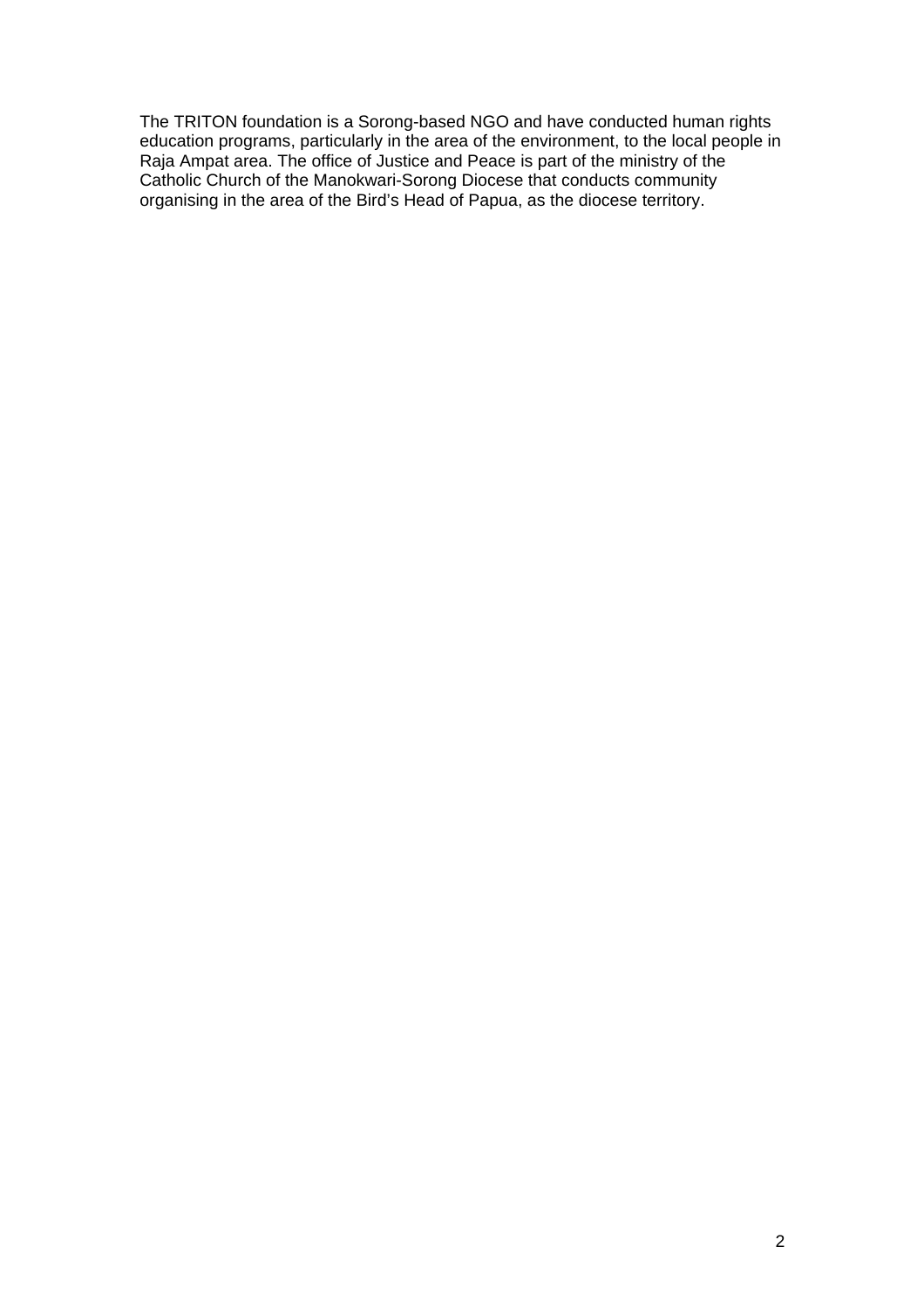The TRITON foundation is a Sorong-based NGO and have conducted human rights education programs, particularly in the area of the environment, to the local people in Raja Ampat area. The office of Justice and Peace is part of the ministry of the Catholic Church of the Manokwari-Sorong Diocese that conducts community organising in the area of the Bird's Head of Papua, as the diocese territory.